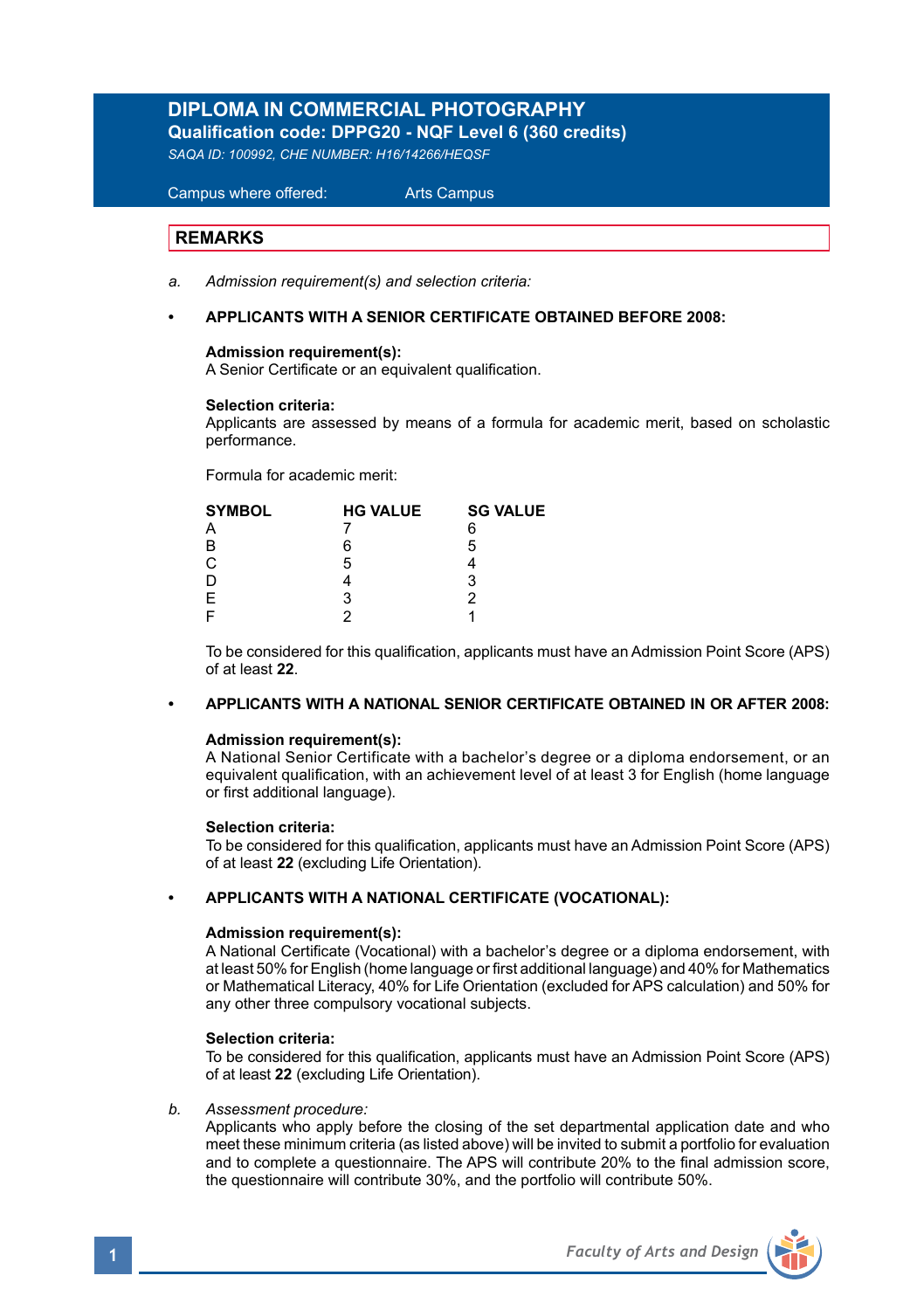# DIPLOMA IN COMMERCIAL PHOTOGRAPHY

**Qualification code: DPPG20 - NQF Level 6 (360 credits)**

*SAQA ID: 100992, CHE NUMBER: H16/14266/HEQSF*

Campus where offered: Arts Campus

## REMARKS

a. *Admission requirement(s) and selection criteria:*

- **APPLICANTS WITH A SENIOR CERTIFICATE OBTAINED BEFORE 2008:**

  **Admission requirement(s):**
  A Senior Certificate or an equivalent qualification.

  **Selection criteria:**
  Applicants are assessed by means of a formula for academic merit, based on scholastic performance.

  Formula for academic merit:

  | SYMBOL | HG VALUE | SG VALUE |
  |---|---|---|
  | A | 7 | 6 |
  | B | 6 | 5 |
  | C | 5 | 4 |
  | D | 4 | 3 |
  | E | 3 | 2 |
  | F | 2 | 1 |

  To be considered for this qualification, applicants must have an Admission Point Score (APS) of at least **22**.

- **APPLICANTS WITH A NATIONAL SENIOR CERTIFICATE OBTAINED IN OR AFTER 2008:**

  **Admission requirement(s):**
  A National Senior Certificate with a bachelor's degree or a diploma endorsement, or an equivalent qualification, with an achievement level of at least 3 for English (home language or first additional language).

  **Selection criteria:**
  To be considered for this qualification, applicants must have an Admission Point Score (APS) of at least **22** (excluding Life Orientation).

- **APPLICANTS WITH A NATIONAL CERTIFICATE (VOCATIONAL):**

  **Admission requirement(s):**
  A National Certificate (Vocational) with a bachelor's degree or a diploma endorsement, with at least 50% for English (home language or first additional language) and 40% for Mathematics or Mathematical Literacy, 40% for Life Orientation (excluded for APS calculation) and 50% for any other three compulsory vocational subjects.

  **Selection criteria:**
  To be considered for this qualification, applicants must have an Admission Point Score (APS) of at least **22** (excluding Life Orientation).

b. *Assessment procedure:*
Applicants who apply before the closing of the set departmental application date and who meet these minimum criteria (as listed above) will be invited to submit a portfolio for evaluation and to complete a questionnaire. The APS will contribute 20% to the final admission score, the questionnaire will contribute 30%, and the portfolio will contribute 50%.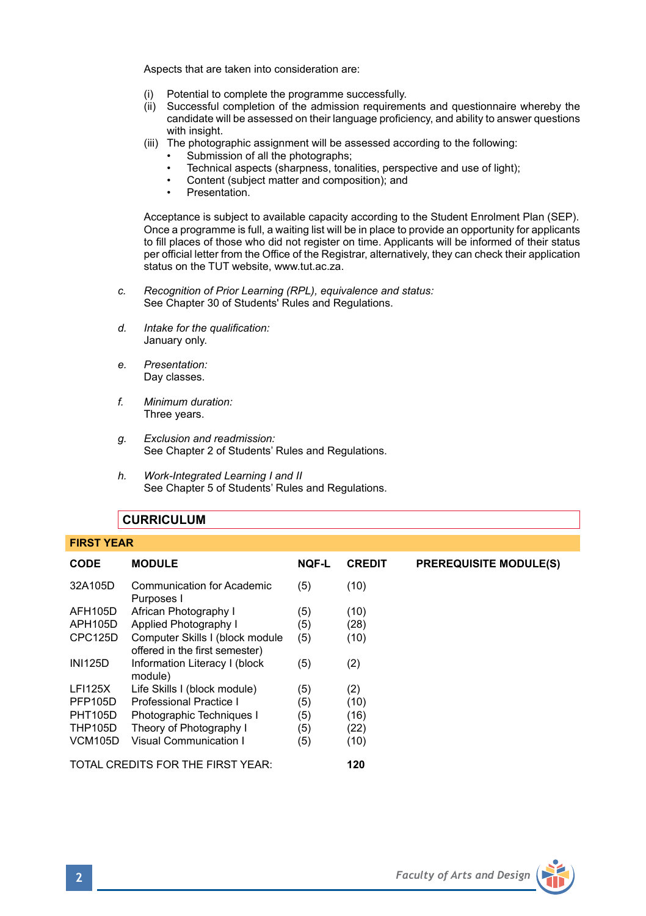Aspects that are taken into consideration are:

(i) Potential to complete the programme successfully.
(ii) Successful completion of the admission requirements and questionnaire whereby the candidate will be assessed on their language proficiency, and ability to answer questions with insight.
(iii) The photographic assignment will be assessed according to the following:
- Submission of all the photographs;
- Technical aspects (sharpness, tonalities, perspective and use of light);
- Content (subject matter and composition); and
- Presentation.

Acceptance is subject to available capacity according to the Student Enrolment Plan (SEP). Once a programme is full, a waiting list will be in place to provide an opportunity for applicants to fill places of those who did not register on time. Applicants will be informed of their status per official letter from the Office of the Registrar, alternatively, they can check their application status on the TUT website, www.tut.ac.za.

c. *Recognition of Prior Learning (RPL), equivalence and status:*
See Chapter 30 of Students' Rules and Regulations.

d. *Intake for the qualification:*
January only.

e. *Presentation:*
Day classes.

f. *Minimum duration:*
Three years.

g. *Exclusion and readmission:*
See Chapter 2 of Students' Rules and Regulations.

h. *Work-Integrated Learning I and II*
See Chapter 5 of Students' Rules and Regulations.

## CURRICULUM

### FIRST YEAR

| CODE | MODULE | NQF-L | CREDIT | PREREQUISITE MODULE(S) |
|---|---|---|---|---|
| 32A105D | Communication for Academic Purposes I | (5) | (10) | |
| AFH105D | African Photography I | (5) | (10) | |
| APH105D | Applied Photography I | (5) | (28) | |
| CPC125D | Computer Skills I (block module offered in the first semester) | (5) | (10) | |
| INI125D | Information Literacy I (block module) | (5) | (2) | |
| LFI125X | Life Skills I (block module) | (5) | (2) | |
| PFP105D | Professional Practice I | (5) | (10) | |
| PHT105D | Photographic Techniques I | (5) | (16) | |
| THP105D | Theory of Photography I | (5) | (22) | |
| VCM105D | Visual Communication I | (5) | (10) | |

TOTAL CREDITS FOR THE FIRST YEAR: **120**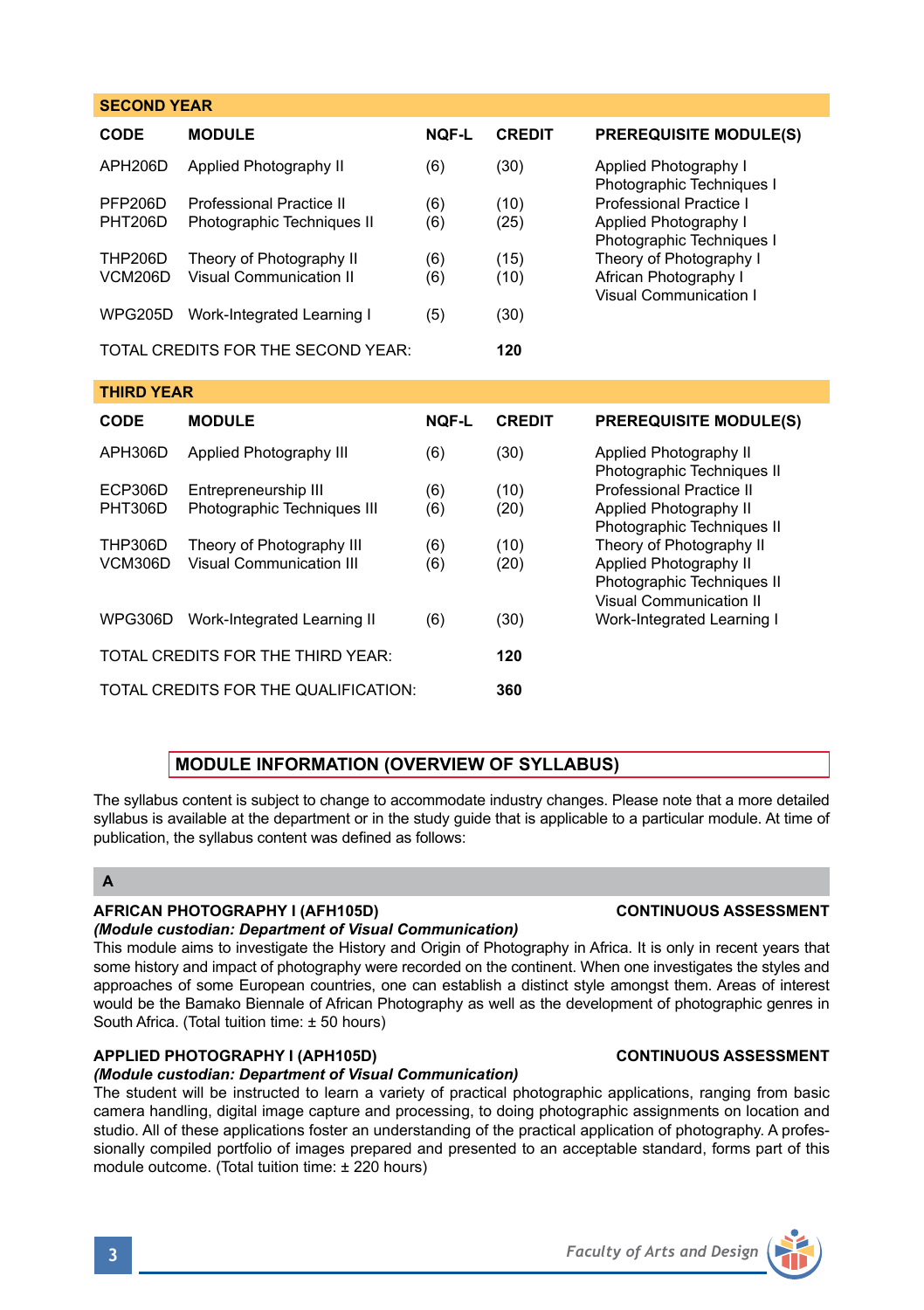## SECOND YEAR

| CODE | MODULE | NQF-L | CREDIT | PREREQUISITE MODULE(S) |
|---|---|---|---|---|
| APH206D | Applied Photography II | (6) | (30) | Applied Photography I<br>Photographic Techniques I |
| PFP206D | Professional Practice II | (6) | (10) | Professional Practice I |
| PHT206D | Photographic Techniques II | (6) | (25) | Applied Photography I<br>Photographic Techniques I |
| THP206D | Theory of Photography II | (6) | (15) | Theory of Photography I |
| VCM206D | Visual Communication II | (6) | (10) | African Photography I<br>Visual Communication I |
| WPG205D | Work-Integrated Learning I | (5) | (30) | |
| TOTAL CREDITS FOR THE SECOND YEAR: | | | **120** | |

## THIRD YEAR

| CODE | MODULE | NQF-L | CREDIT | PREREQUISITE MODULE(S) |
|---|---|---|---|---|
| APH306D | Applied Photography III | (6) | (30) | Applied Photography II<br>Photographic Techniques II |
| ECP306D | Entrepreneurship III | (6) | (10) | Professional Practice II |
| PHT306D | Photographic Techniques III | (6) | (20) | Applied Photography II<br>Photographic Techniques II |
| THP306D | Theory of Photography III | (6) | (10) | Theory of Photography II |
| VCM306D | Visual Communication III | (6) | (20) | Applied Photography II<br>Photographic Techniques II<br>Visual Communication II |
| WPG306D | Work-Integrated Learning II | (6) | (30) | Work-Integrated Learning I |
| TOTAL CREDITS FOR THE THIRD YEAR: | | | **120** | |
| TOTAL CREDITS FOR THE QUALIFICATION: | | | **360** | |

## MODULE INFORMATION (OVERVIEW OF SYLLABUS)

The syllabus content is subject to change to accommodate industry changes. Please note that a more detailed syllabus is available at the department or in the study guide that is applicable to a particular module. At time of publication, the syllabus content was defined as follows:

### A

**AFRICAN PHOTOGRAPHY I (AFH105D)** — **CONTINUOUS ASSESSMENT**

***(Module custodian: Department of Visual Communication)***

This module aims to investigate the History and Origin of Photography in Africa. It is only in recent years that some history and impact of photography were recorded on the continent. When one investigates the styles and approaches of some European countries, one can establish a distinct style amongst them. Areas of interest would be the Bamako Biennale of African Photography as well as the development of photographic genres in South Africa. (Total tuition time: ± 50 hours)

**APPLIED PHOTOGRAPHY I (APH105D)** — **CONTINUOUS ASSESSMENT**

***(Module custodian: Department of Visual Communication)***

The student will be instructed to learn a variety of practical photographic applications, ranging from basic camera handling, digital image capture and processing, to doing photographic assignments on location and studio. All of these applications foster an understanding of the practical application of photography. A professionally compiled portfolio of images prepared and presented to an acceptable standard, forms part of this module outcome. (Total tuition time: ± 220 hours)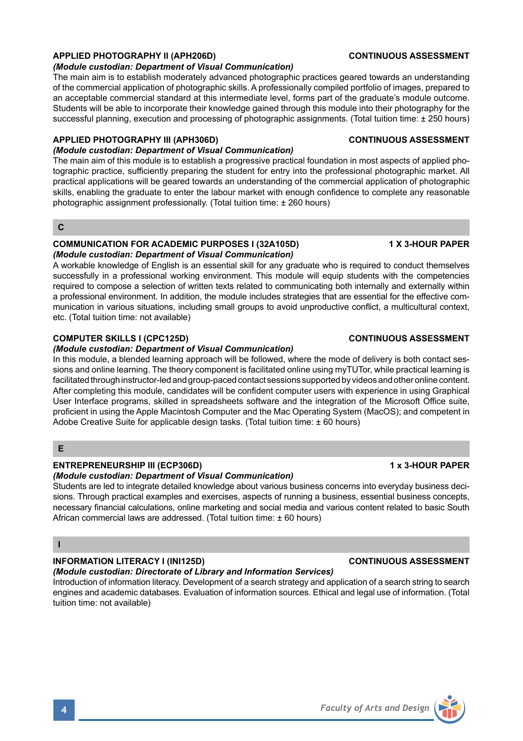**APPLIED PHOTOGRAPHY II (APH206D)** **CONTINUOUS ASSESSMENT**

***(Module custodian: Department of Visual Communication)***

The main aim is to establish moderately advanced photographic practices geared towards an understanding of the commercial application of photographic skills. A professionally compiled portfolio of images, prepared to an acceptable commercial standard at this intermediate level, forms part of the graduate's module outcome. Students will be able to incorporate their knowledge gained through this module into their photography for the successful planning, execution and processing of photographic assignments. (Total tuition time: ± 250 hours)

**APPLIED PHOTOGRAPHY III (APH306D)** **CONTINUOUS ASSESSMENT**

***(Module custodian: Department of Visual Communication)***

The main aim of this module is to establish a progressive practical foundation in most aspects of applied photographic practice, sufficiently preparing the student for entry into the professional photographic market. All practical applications will be geared towards an understanding of the commercial application of photographic skills, enabling the graduate to enter the labour market with enough confidence to complete any reasonable photographic assignment professionally. (Total tuition time: ± 260 hours)

## C

**COMMUNICATION FOR ACADEMIC PURPOSES I (32A105D)** **1 X 3-HOUR PAPER**

***(Module custodian: Department of Visual Communication)***

A workable knowledge of English is an essential skill for any graduate who is required to conduct themselves successfully in a professional working environment. This module will equip students with the competencies required to compose a selection of written texts related to communicating both internally and externally within a professional environment. In addition, the module includes strategies that are essential for the effective communication in various situations, including small groups to avoid unproductive conflict, a multicultural context, etc. (Total tuition time: not available)

**COMPUTER SKILLS I (CPC125D)** **CONTINUOUS ASSESSMENT**

***(Module custodian: Department of Visual Communication)***

In this module, a blended learning approach will be followed, where the mode of delivery is both contact sessions and online learning. The theory component is facilitated online using myTUTor, while practical learning is facilitated through instructor-led and group-paced contact sessions supported by videos and other online content. After completing this module, candidates will be confident computer users with experience in using Graphical User Interface programs, skilled in spreadsheets software and the integration of the Microsoft Office suite, proficient in using the Apple Macintosh Computer and the Mac Operating System (MacOS); and competent in Adobe Creative Suite for applicable design tasks. (Total tuition time: ± 60 hours)

## E

**ENTREPRENEURSHIP III (ECP306D)** **1 x 3-HOUR PAPER**

***(Module custodian: Department of Visual Communication)***

Students are led to integrate detailed knowledge about various business concerns into everyday business decisions. Through practical examples and exercises, aspects of running a business, essential business concepts, necessary financial calculations, online marketing and social media and various content related to basic South African commercial laws are addressed. (Total tuition time: ± 60 hours)

## I

**INFORMATION LITERACY I (INI125D)** **CONTINUOUS ASSESSMENT**

***(Module custodian: Directorate of Library and Information Services)***

Introduction of information literacy. Development of a search strategy and application of a search string to search engines and academic databases. Evaluation of information sources. Ethical and legal use of information. (Total tuition time: not available)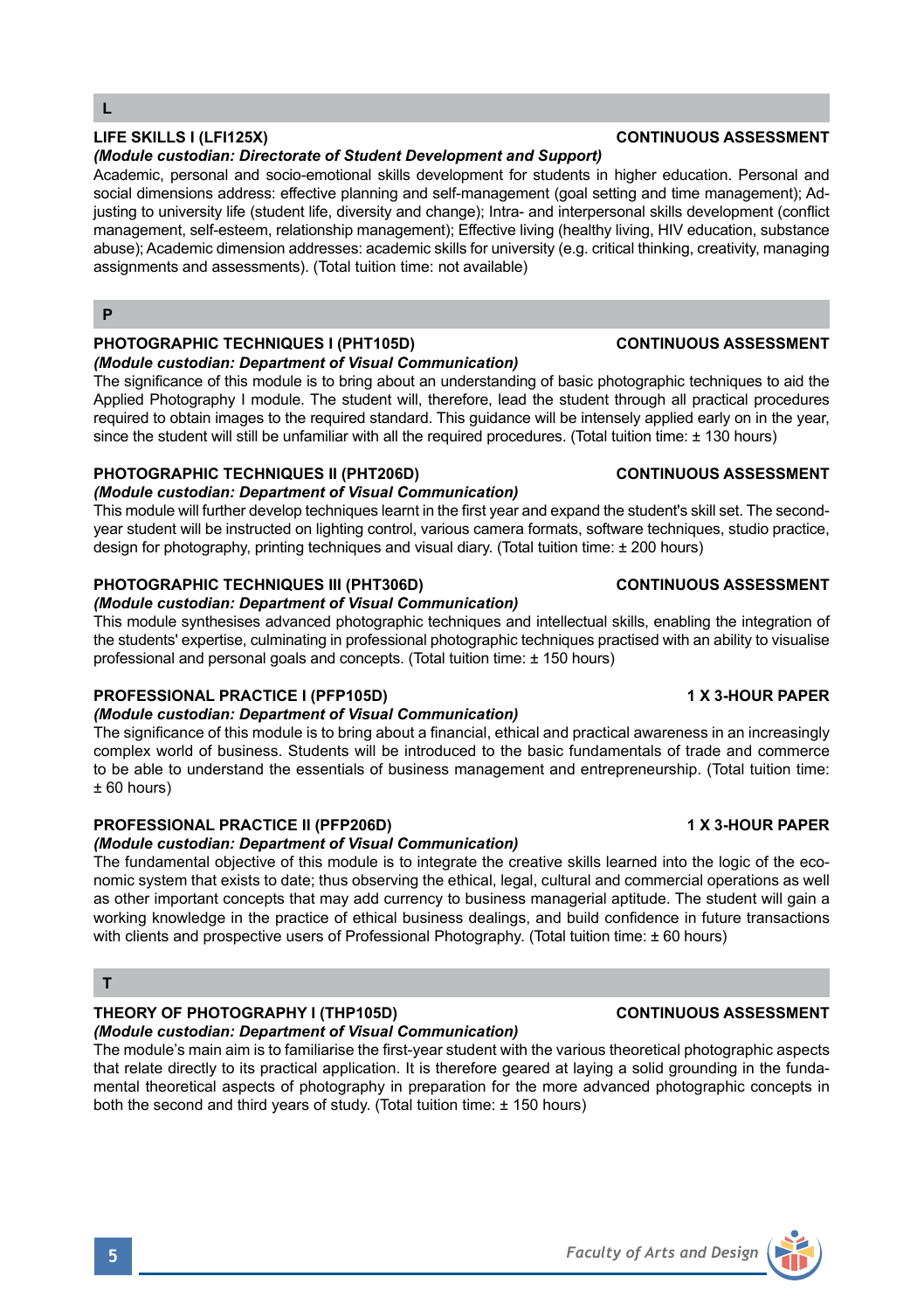## L

### LIFE SKILLS I (LFI125X) — CONTINUOUS ASSESSMENT

*(Module custodian: Directorate of Student Development and Support)*

Academic, personal and socio-emotional skills development for students in higher education. Personal and social dimensions address: effective planning and self-management (goal setting and time management); Adjusting to university life (student life, diversity and change); Intra- and interpersonal skills development (conflict management, self-esteem, relationship management); Effective living (healthy living, HIV education, substance abuse); Academic dimension addresses: academic skills for university (e.g. critical thinking, creativity, managing assignments and assessments). (Total tuition time: not available)

## P

### PHOTOGRAPHIC TECHNIQUES I (PHT105D) — CONTINUOUS ASSESSMENT

*(Module custodian: Department of Visual Communication)*

The significance of this module is to bring about an understanding of basic photographic techniques to aid the Applied Photography I module. The student will, therefore, lead the student through all practical procedures required to obtain images to the required standard. This guidance will be intensely applied early on in the year, since the student will still be unfamiliar with all the required procedures. (Total tuition time: ± 130 hours)

### PHOTOGRAPHIC TECHNIQUES II (PHT206D) — CONTINUOUS ASSESSMENT

*(Module custodian: Department of Visual Communication)*

This module will further develop techniques learnt in the first year and expand the student's skill set. The second-year student will be instructed on lighting control, various camera formats, software techniques, studio practice, design for photography, printing techniques and visual diary. (Total tuition time: ± 200 hours)

### PHOTOGRAPHIC TECHNIQUES III (PHT306D) — CONTINUOUS ASSESSMENT

*(Module custodian: Department of Visual Communication)*

This module synthesises advanced photographic techniques and intellectual skills, enabling the integration of the students' expertise, culminating in professional photographic techniques practised with an ability to visualise professional and personal goals and concepts. (Total tuition time: ± 150 hours)

### PROFESSIONAL PRACTICE I (PFP105D) — 1 X 3-HOUR PAPER

*(Module custodian: Department of Visual Communication)*

The significance of this module is to bring about a financial, ethical and practical awareness in an increasingly complex world of business. Students will be introduced to the basic fundamentals of trade and commerce to be able to understand the essentials of business management and entrepreneurship. (Total tuition time: ± 60 hours)

### PROFESSIONAL PRACTICE II (PFP206D) — 1 X 3-HOUR PAPER

*(Module custodian: Department of Visual Communication)*

The fundamental objective of this module is to integrate the creative skills learned into the logic of the economic system that exists to date; thus observing the ethical, legal, cultural and commercial operations as well as other important concepts that may add currency to business managerial aptitude. The student will gain a working knowledge in the practice of ethical business dealings, and build confidence in future transactions with clients and prospective users of Professional Photography. (Total tuition time: ± 60 hours)

## T

### THEORY OF PHOTOGRAPHY I (THP105D) — CONTINUOUS ASSESSMENT

*(Module custodian: Department of Visual Communication)*

The module's main aim is to familiarise the first-year student with the various theoretical photographic aspects that relate directly to its practical application. It is therefore geared at laying a solid grounding in the fundamental theoretical aspects of photography in preparation for the more advanced photographic concepts in both the second and third years of study. (Total tuition time: ± 150 hours)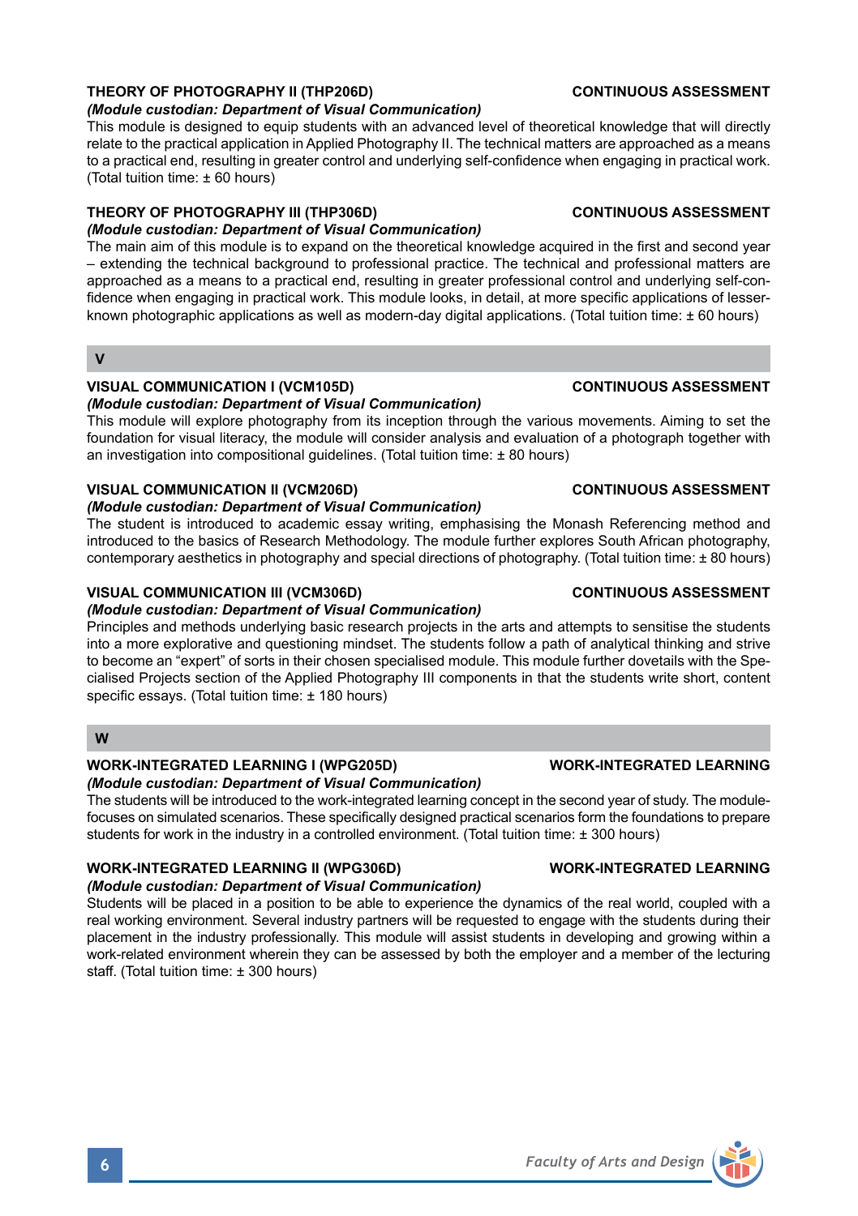**THEORY OF PHOTOGRAPHY II (THP206D)** **CONTINUOUS ASSESSMENT**

***(Module custodian: Department of Visual Communication)***

This module is designed to equip students with an advanced level of theoretical knowledge that will directly relate to the practical application in Applied Photography II. The technical matters are approached as a means to a practical end, resulting in greater control and underlying self-confidence when engaging in practical work. (Total tuition time: ± 60 hours)

**THEORY OF PHOTOGRAPHY III (THP306D)** **CONTINUOUS ASSESSMENT**

***(Module custodian: Department of Visual Communication)***

The main aim of this module is to expand on the theoretical knowledge acquired in the first and second year – extending the technical background to professional practice. The technical and professional matters are approached as a means to a practical end, resulting in greater professional control and underlying self-confidence when engaging in practical work. This module looks, in detail, at more specific applications of lesser-known photographic applications as well as modern-day digital applications. (Total tuition time: ± 60 hours)

## V

**VISUAL COMMUNICATION I (VCM105D)** **CONTINUOUS ASSESSMENT**

***(Module custodian: Department of Visual Communication)***

This module will explore photography from its inception through the various movements. Aiming to set the foundation for visual literacy, the module will consider analysis and evaluation of a photograph together with an investigation into compositional guidelines. (Total tuition time: ± 80 hours)

**VISUAL COMMUNICATION II (VCM206D)** **CONTINUOUS ASSESSMENT**

***(Module custodian: Department of Visual Communication)***

The student is introduced to academic essay writing, emphasising the Monash Referencing method and introduced to the basics of Research Methodology. The module further explores South African photography, contemporary aesthetics in photography and special directions of photography. (Total tuition time: ± 80 hours)

**VISUAL COMMUNICATION III (VCM306D)** **CONTINUOUS ASSESSMENT**

***(Module custodian: Department of Visual Communication)***

Principles and methods underlying basic research projects in the arts and attempts to sensitise the students into a more explorative and questioning mindset. The students follow a path of analytical thinking and strive to become an "expert" of sorts in their chosen specialised module. This module further dovetails with the Specialised Projects section of the Applied Photography III components in that the students write short, content specific essays. (Total tuition time: ± 180 hours)

## W

**WORK-INTEGRATED LEARNING I (WPG205D)** **WORK-INTEGRATED LEARNING**

***(Module custodian: Department of Visual Communication)***

The students will be introduced to the work-integrated learning concept in the second year of study. The module-focuses on simulated scenarios. These specifically designed practical scenarios form the foundations to prepare students for work in the industry in a controlled environment. (Total tuition time: ± 300 hours)

**WORK-INTEGRATED LEARNING II (WPG306D)** **WORK-INTEGRATED LEARNING**

***(Module custodian: Department of Visual Communication)***

Students will be placed in a position to be able to experience the dynamics of the real world, coupled with a real working environment. Several industry partners will be requested to engage with the students during their placement in the industry professionally. This module will assist students in developing and growing within a work-related environment wherein they can be assessed by both the employer and a member of the lecturing staff. (Total tuition time: ± 300 hours)